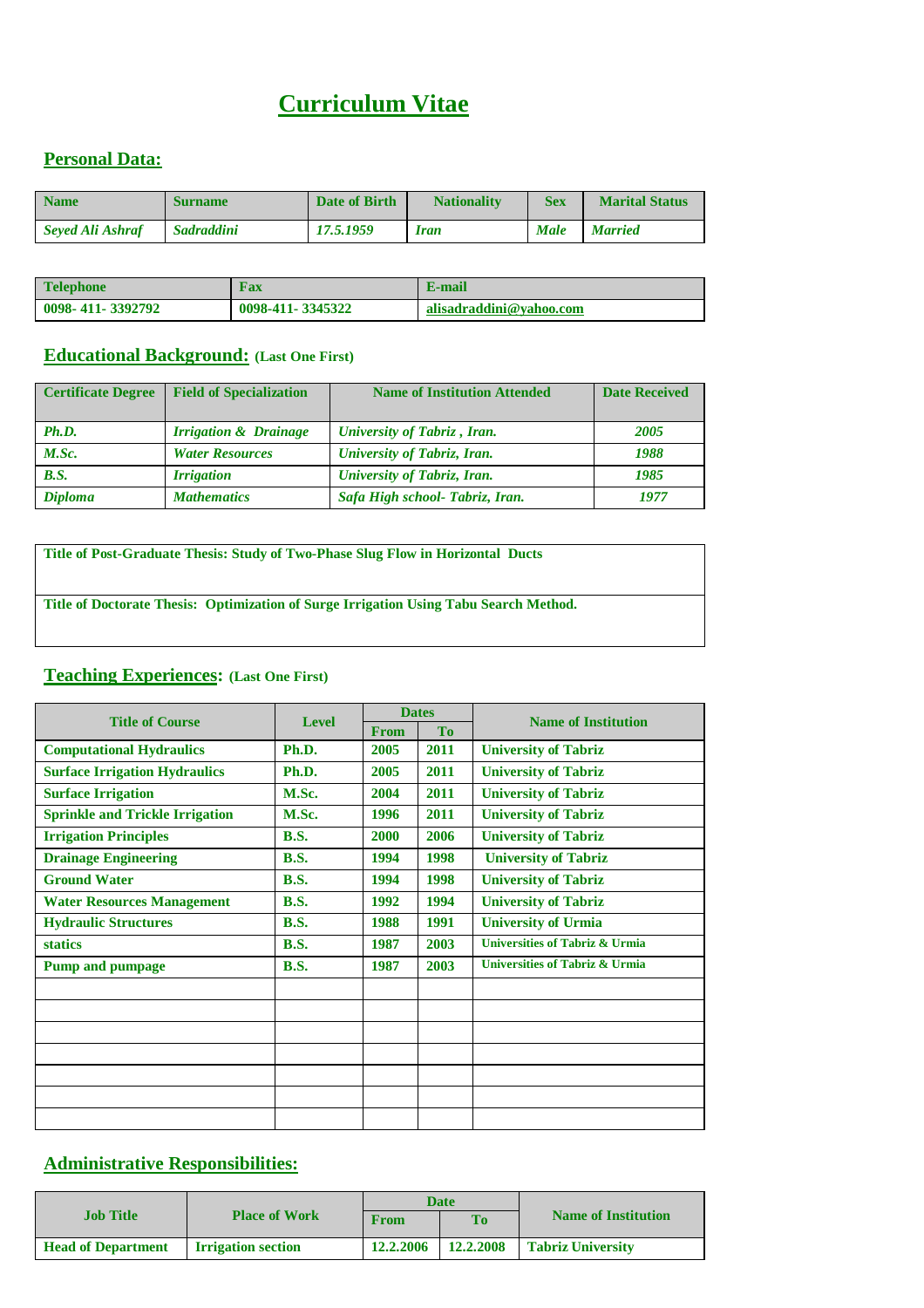# Curriculum Vitae

## Personal Data:

| Name | Surname | Date of Birth | Nationality | Sex | Marital Status |
|---|---|---|---|---|---|
| *Seyed Ali Ashraf* | *Sadraddini* | *17.5.1959* | *Iran* | *Male* | *Married* |

| Telephone | Fax | E-mail |
|---|---|---|
| 0098- 411- 3392792 | 0098-411- 3345322 | alisadraddini@yahoo.com |

## Educational Background: (Last One First)

| Certificate Degree | Field of Specialization | Name of Institution Attended | Date Received |
|---|---|---|---|
| *Ph.D.* | *Irrigation & Drainage* | *University of Tabriz , Iran.* | *2005* |
| *M.Sc.* | *Water Resources* | *University of Tabriz, Iran.* | *1988* |
| *B.S.* | *Irrigation* | *University of Tabriz, Iran.* | *1985* |
| *Diploma* | *Mathematics* | *Safa High school- Tabriz, Iran.* | *1977* |

**Title of Post-Graduate Thesis: Study of Two-Phase Slug Flow in Horizontal Ducts**

**Title of Doctorate Thesis: Optimization of Surge Irrigation Using Tabu Search Method.**

## Teaching Experiences: (Last One First)

| Title of Course | Level | Dates | | Name of Institution |
|---|---|---|---|---|
| | | From | To | |
| Computational Hydraulics | Ph.D. | 2005 | 2011 | University of Tabriz |
| Surface Irrigation Hydraulics | Ph.D. | 2005 | 2011 | University of Tabriz |
| Surface Irrigation | M.Sc. | 2004 | 2011 | University of Tabriz |
| Sprinkle and Trickle Irrigation | M.Sc. | 1996 | 2011 | University of Tabriz |
| Irrigation Principles | B.S. | 2000 | 2006 | University of Tabriz |
| Drainage Engineering | B.S. | 1994 | 1998 | University of Tabriz |
| Ground Water | B.S. | 1994 | 1998 | University of Tabriz |
| Water Resources Management | B.S. | 1992 | 1994 | University of Tabriz |
| Hydraulic Structures | B.S. | 1988 | 1991 | University of Urmia |
| statics | B.S. | 1987 | 2003 | Universities of Tabriz & Urmia |
| Pump and pumpage | B.S. | 1987 | 2003 | Universities of Tabriz & Urmia |
| | | | | |
| | | | | |
| | | | | |
| | | | | |
| | | | | |
| | | | | |
| | | | | |

## Administrative Responsibilities:

| Job Title | Place of Work | Date | | Name of Institution |
|---|---|---|---|---|
| | | From | To | |
| Head of Department | Irrigation section | 12.2.2006 | 12.2.2008 | Tabriz University |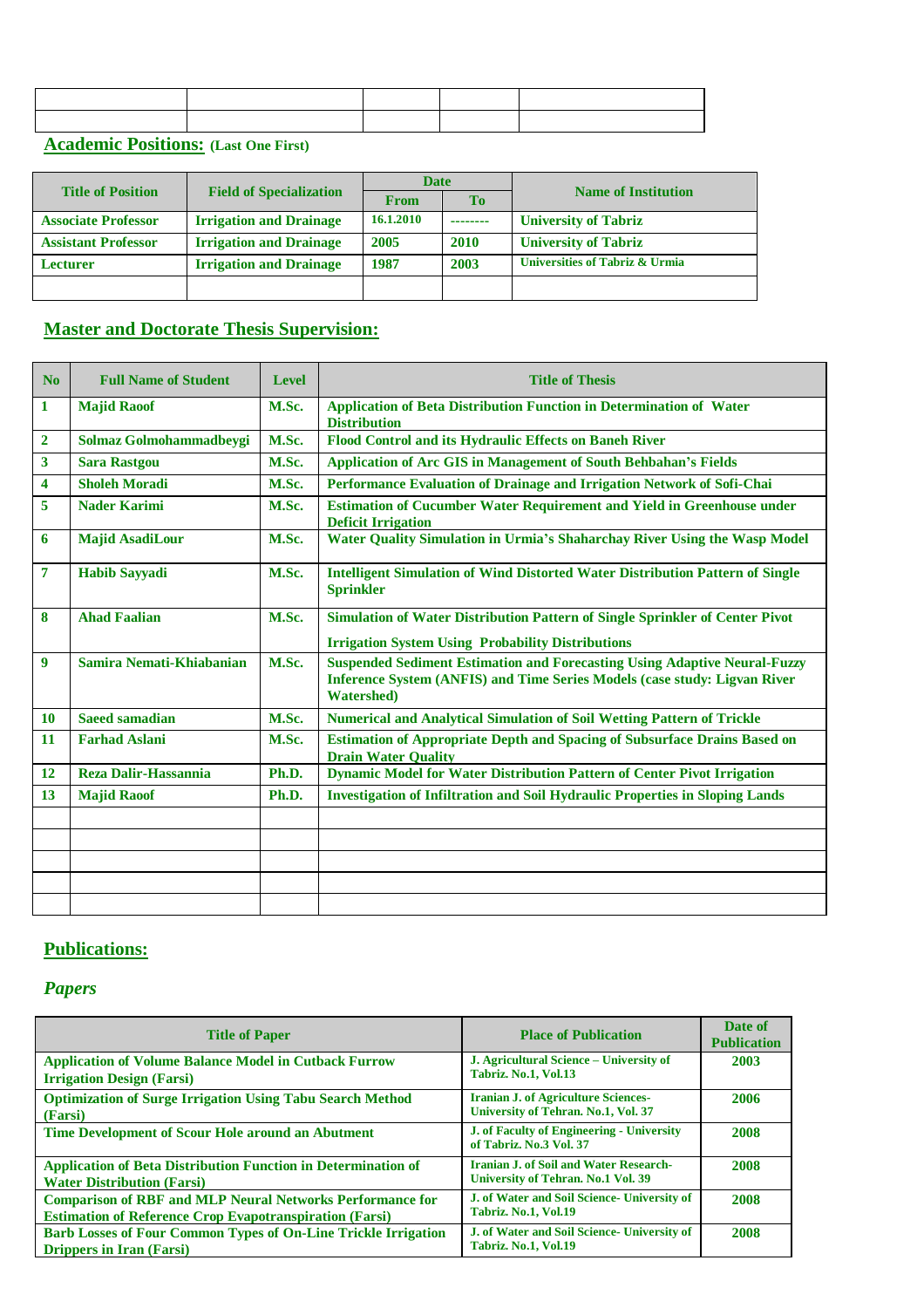|  |  |  |  |  |
|---|---|---|---|---|
|  |  |  |  |  |
|  |  |  |  |  |

## Academic Positions: (Last One First)

| Title of Position | Field of Specialization | Date | | Name of Institution |
|---|---|---|---|---|
| | | From | To | |
| Associate Professor | Irrigation and Drainage | 16.1.2010 | -------- | University of Tabriz |
| Assistant Professor | Irrigation and Drainage | 2005 | 2010 | University of Tabriz |
| Lecturer | Irrigation and Drainage | 1987 | 2003 | Universities of Tabriz & Urmia |
|  |  |  |  |  |

## Master and Doctorate Thesis Supervision:

| No | Full Name of Student | Level | Title of Thesis |
|---|---|---|---|
| 1 | Majid Raoof | M.Sc. | Application of Beta Distribution Function in Determination of Water Distribution |
| 2 | Solmaz Golmohammadbeygi | M.Sc. | Flood Control and its Hydraulic Effects on Baneh River |
| 3 | Sara Rastgou | M.Sc. | Application of Arc GIS in Management of South Behbahan's Fields |
| 4 | Sholeh Moradi | M.Sc. | Performance Evaluation of Drainage and Irrigation Network of Sofi-Chai |
| 5 | Nader Karimi | M.Sc. | Estimation of Cucumber Water Requirement and Yield in Greenhouse under Deficit Irrigation |
| 6 | Majid AsadiLour | M.Sc. | Water Quality Simulation in Urmia's Shaharchay River Using the Wasp Model |
| 7 | Habib Sayyadi | M.Sc. | Intelligent Simulation of Wind Distorted Water Distribution Pattern of Single Sprinkler |
| 8 | Ahad Faalian | M.Sc. | Simulation of Water Distribution Pattern of Single Sprinkler of Center Pivot Irrigation System Using Probability Distributions |
| 9 | Samira Nemati-Khiabanian | M.Sc. | Suspended Sediment Estimation and Forecasting Using Adaptive Neural-Fuzzy Inference System (ANFIS) and Time Series Models (case study: Ligvan River Watershed) |
| 10 | Saeed samadian | M.Sc. | Numerical and Analytical Simulation of Soil Wetting Pattern of Trickle |
| 11 | Farhad Aslani | M.Sc. | Estimation of Appropriate Depth and Spacing of Subsurface Drains Based on Drain Water Quality |
| 12 | Reza Dalir-Hassannia | Ph.D. | Dynamic Model for Water Distribution Pattern of Center Pivot Irrigation |
| 13 | Majid Raoof | Ph.D. | Investigation of Infiltration and Soil Hydraulic Properties in Sloping Lands |
|  |  |  |  |
|  |  |  |  |
|  |  |  |  |
|  |  |  |  |
|  |  |  |  |

## Publications:

### *Papers*

| Title of Paper | Place of Publication | Date of Publication |
|---|---|---|
| Application of Volume Balance Model in Cutback Furrow Irrigation Design (Farsi) | J. Agricultural Science – University of Tabriz. No.1, Vol.13 | 2003 |
| Optimization of Surge Irrigation Using Tabu Search Method (Farsi) | Iranian J. of Agriculture Sciences- University of Tehran. No.1, Vol. 37 | 2006 |
| Time Development of Scour Hole around an Abutment | J. of Faculty of Engineering - University of Tabriz. No.3 Vol. 37 | 2008 |
| Application of Beta Distribution Function in Determination of Water Distribution (Farsi) | Iranian J. of Soil and Water Research- University of Tehran. No.1 Vol. 39 | 2008 |
| Comparison of RBF and MLP Neural Networks Performance for Estimation of Reference Crop Evapotranspiration (Farsi) | J. of Water and Soil Science- University of Tabriz. No.1, Vol.19 | 2008 |
| Barb Losses of Four Common Types of On-Line Trickle Irrigation Drippers in Iran (Farsi) | J. of Water and Soil Science- University of Tabriz. No.1, Vol.19 | 2008 |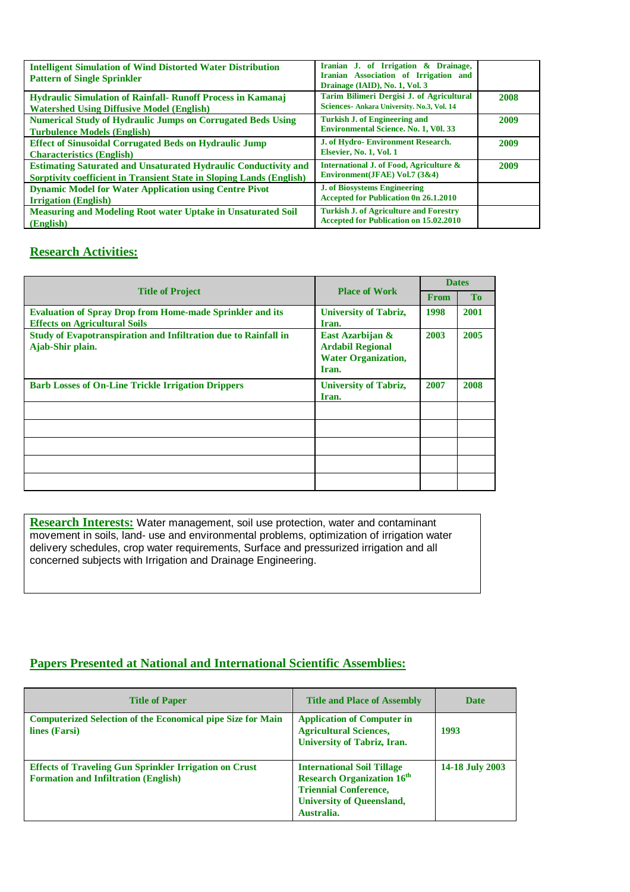| | | |
|---|---|---|
| **Intelligent Simulation of Wind Distorted Water Distribution Pattern of Single Sprinkler** | **Iranian J. of Irrigation & Drainage, Iranian Association of Irrigation and Drainage (IAID), No. 1, Vol. 3** | |
| **Hydraulic Simulation of Rainfall- Runoff Process in Kamanaj Watershed Using Diffusive Model (English)** | **Tarim Bilimeri Dergisi J. of Agricultural Sciences- Ankara University. No.3, Vol. 14** | **2008** |
| **Numerical Study of Hydraulic Jumps on Corrugated Beds Using Turbulence Models (English)** | **Turkish J. of Engineering and Environmental Science. No. 1, V0l. 33** | **2009** |
| **Effect of Sinusoidal Corrugated Beds on Hydraulic Jump Characteristics (English)** | **J. of Hydro- Environment Research. Elsevier, No. 1, Vol. 1** | **2009** |
| **Estimating Saturated and Unsaturated Hydraulic Conductivity and Sorptivity coefficient in Transient State in Sloping Lands (English)** | **International J. of Food, Agriculture & Environment(JFAE) Vol.7 (3&4)** | **2009** |
| **Dynamic Model for Water Application using Centre Pivot Irrigation (English)** | **J. of Biosystems Engineering Accepted for Publication 0n 26.1.2010** | |
| **Measuring and Modeling Root water Uptake in Unsaturated Soil (English)** | **Turkish J. of Agriculture and Forestry Accepted for Publication on 15.02.2010** | |

## Research Activities:

| Title of Project | Place of Work | Dates | |
|---|---|---|---|
| | | From | To |
| **Evaluation of Spray Drop from Home-made Sprinkler and its Effects on Agricultural Soils** | **University of Tabriz, Iran.** | **1998** | **2001** |
| **Study of Evapotranspiration and Infiltration due to Rainfall in Ajab-Shir plain.** | **East Azarbijan & Ardabil Regional Water Organization, Iran.** | **2003** | **2005** |
| **Barb Losses of On-Line Trickle Irrigation Drippers** | **University of Tabriz, Iran.** | **2007** | **2008** |
| | | | |
| | | | |
| | | | |
| | | | |
| | | | |

**Research Interests:** Water management, soil use protection, water and contaminant movement in soils, land- use and environmental problems, optimization of irrigation water delivery schedules, crop water requirements, Surface and pressurized irrigation and all concerned subjects with Irrigation and Drainage Engineering.

## Papers Presented at National and International Scientific Assemblies:

| Title of Paper | Title and Place of Assembly | Date |
|---|---|---|
| **Computerized Selection of the Economical pipe Size for Main lines (Farsi)** | **Application of Computer in Agricultural Sciences, University of Tabriz, Iran.** | **1993** |
| **Effects of Traveling Gun Sprinkler Irrigation on Crust Formation and Infiltration (English)** | **International Soil Tillage Research Organization 16th Triennial Conference, University of Queensland, Australia.** | **14-18 July 2003** |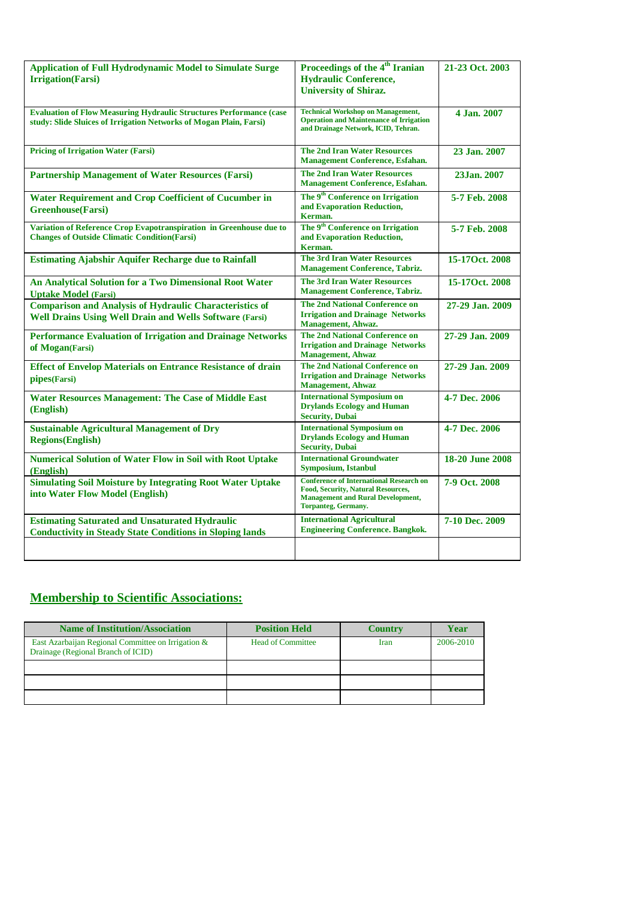| | | |
|---|---|---|
| **Application of Full Hydrodynamic Model to Simulate Surge Irrigation(Farsi)** | **Proceedings of the 4$^{th}$ Iranian Hydraulic Conference, University of Shiraz.** | **21-23 Oct. 2003** |
| **Evaluation of Flow Measuring Hydraulic Structures Performance (case study: Slide Sluices of Irrigation Networks of Mogan Plain, Farsi)** | **Technical Workshop on Management, Operation and Maintenance of Irrigation and Drainage Network, ICID, Tehran.** | **4 Jan. 2007** |
| **Pricing of Irrigation Water (Farsi)** | **The 2nd Iran Water Resources Management Conference, Esfahan.** | **23 Jan. 2007** |
| **Partnership Management of Water Resources (Farsi)** | **The 2nd Iran Water Resources Management Conference, Esfahan.** | **23Jan. 2007** |
| **Water Requirement and Crop Coefficient of Cucumber in Greenhouse(Farsi)** | **The 9$^{th}$ Conference on Irrigation and Evaporation Reduction, Kerman.** | **5-7 Feb. 2008** |
| **Variation of Reference Crop Evapotranspiration in Greenhouse due to Changes of Outside Climatic Condition(Farsi)** | **The 9$^{th}$ Conference on Irrigation and Evaporation Reduction, Kerman.** | **5-7 Feb. 2008** |
| **Estimating Ajabshir Aquifer Recharge due to Rainfall** | **The 3rd Iran Water Resources Management Conference, Tabriz.** | **15-17Oct. 2008** |
| **An Analytical Solution for a Two Dimensional Root Water Uptake Model (Farsi)** | **The 3rd Iran Water Resources Management Conference, Tabriz.** | **15-17Oct. 2008** |
| **Comparison and Analysis of Hydraulic Characteristics of Well Drains Using Well Drain and Wells Software (Farsi)** | **The 2nd National Conference on Irrigation and Drainage Networks Management, Ahwaz.** | **27-29 Jan. 2009** |
| **Performance Evaluation of Irrigation and Drainage Networks of Mogan(Farsi)** | **The 2nd National Conference on Irrigation and Drainage Networks Management, Ahwaz** | **27-29 Jan. 2009** |
| **Effect of Envelop Materials on Entrance Resistance of drain pipes(Farsi)** | **The 2nd National Conference on Irrigation and Drainage Networks Management, Ahwaz** | **27-29 Jan. 2009** |
| **Water Resources Management: The Case of Middle East (English)** | **International Symposium on Drylands Ecology and Human Security, Dubai** | **4-7 Dec. 2006** |
| **Sustainable Agricultural Management of Dry Regions(English)** | **International Symposium on Drylands Ecology and Human Security, Dubai** | **4-7 Dec. 2006** |
| **Numerical Solution of Water Flow in Soil with Root Uptake (English)** | **International Groundwater Symposium, Istanbul** | **18-20 June 2008** |
| **Simulating Soil Moisture by Integrating Root Water Uptake into Water Flow Model (English)** | **Conference of International Research on Food, Security, Natural Resources, Management and Rural Development, Torpanteg, Germany.** | **7-9 Oct. 2008** |
| **Estimating Saturated and Unsaturated Hydraulic Conductivity in Steady State Conditions in Sloping lands** | **International Agricultural Engineering Conference. Bangkok.** | **7-10 Dec. 2009** |
| | | |

## Membership to Scientific Associations:

| Name of Institution/Association | Position Held | Country | Year |
|---|---|---|---|
| East Azarbaijan Regional Committee on Irrigation & Drainage (Regional Branch of ICID) | Head of Committee | Iran | 2006-2010 |
| | | | |
| | | | |
| | | | |